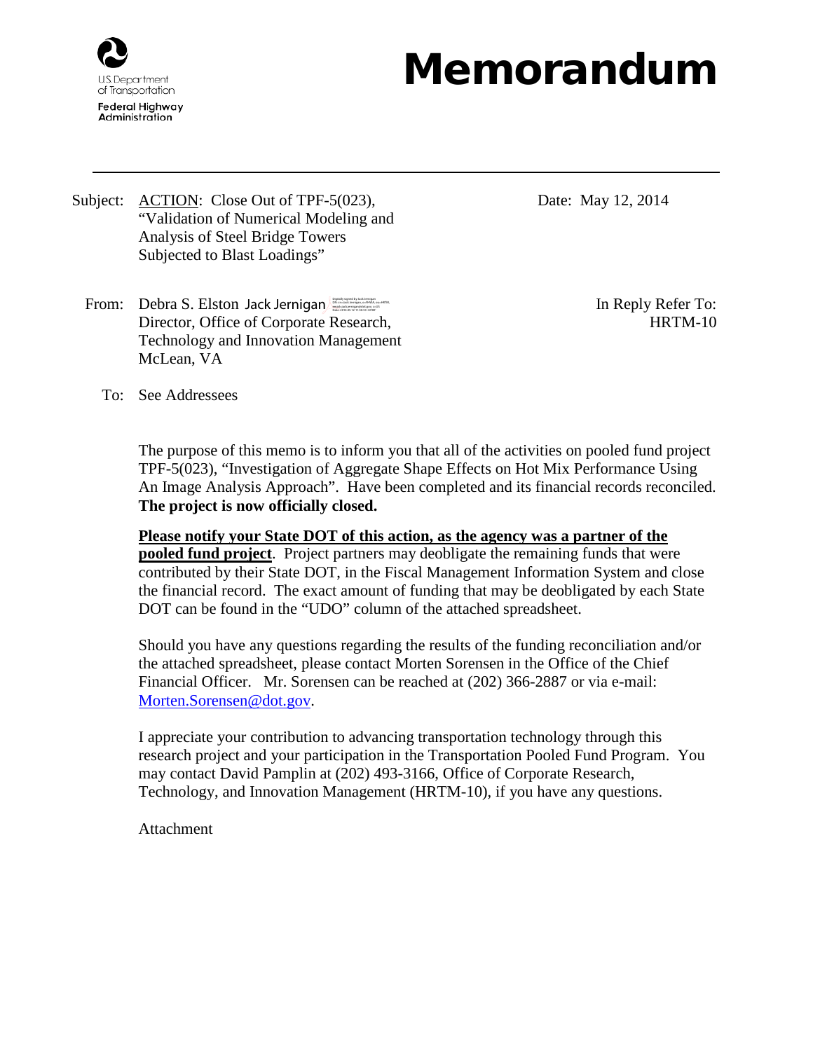U.S. Department of Transportation
Federal Highway Administration

# Memorandum

---

Subject: ACTION: Close Out of TPF-5(023), "Validation of Numerical Modeling and Analysis of Steel Bridge Towers Subjected to Blast Loadings"

Date: May 12, 2014

From: Debra S. Elston Jack Jernigan
Director, Office of Corporate Research, Technology and Innovation Management
McLean, VA

In Reply Refer To: HRTM-10

To: See Addressees

The purpose of this memo is to inform you that all of the activities on pooled fund project TPF-5(023), "Investigation of Aggregate Shape Effects on Hot Mix Performance Using An Image Analysis Approach". Have been completed and its financial records reconciled. **The project is now officially closed.**

**Please notify your State DOT of this action, as the agency was a partner of the pooled fund project**. Project partners may deobligate the remaining funds that were contributed by their State DOT, in the Fiscal Management Information System and close the financial record. The exact amount of funding that may be deobligated by each State DOT can be found in the "UDO" column of the attached spreadsheet.

Should you have any questions regarding the results of the funding reconciliation and/or the attached spreadsheet, please contact Morten Sorensen in the Office of the Chief Financial Officer. Mr. Sorensen can be reached at (202) 366-2887 or via e-mail: Morten.Sorensen@dot.gov.

I appreciate your contribution to advancing transportation technology through this research project and your participation in the Transportation Pooled Fund Program. You may contact David Pamplin at (202) 493-3166, Office of Corporate Research, Technology, and Innovation Management (HRTM-10), if you have any questions.

Attachment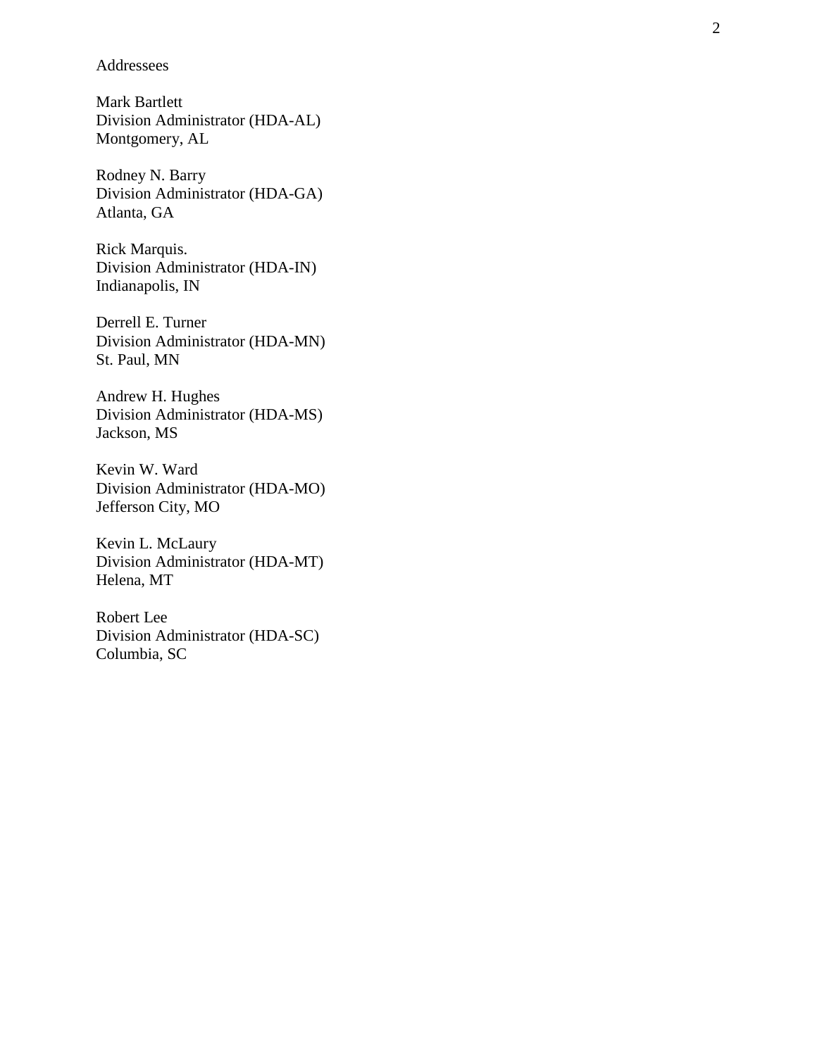Addressees

Mark Bartlett
Division Administrator (HDA-AL)
Montgomery, AL

Rodney N. Barry
Division Administrator (HDA-GA)
Atlanta, GA

Rick Marquis.
Division Administrator (HDA-IN)
Indianapolis, IN

Derrell E. Turner
Division Administrator (HDA-MN)
St. Paul, MN

Andrew H. Hughes
Division Administrator (HDA-MS)
Jackson, MS

Kevin W. Ward
Division Administrator (HDA-MO)
Jefferson City, MO

Kevin L. McLaury
Division Administrator (HDA-MT)
Helena, MT

Robert Lee
Division Administrator (HDA-SC)
Columbia, SC